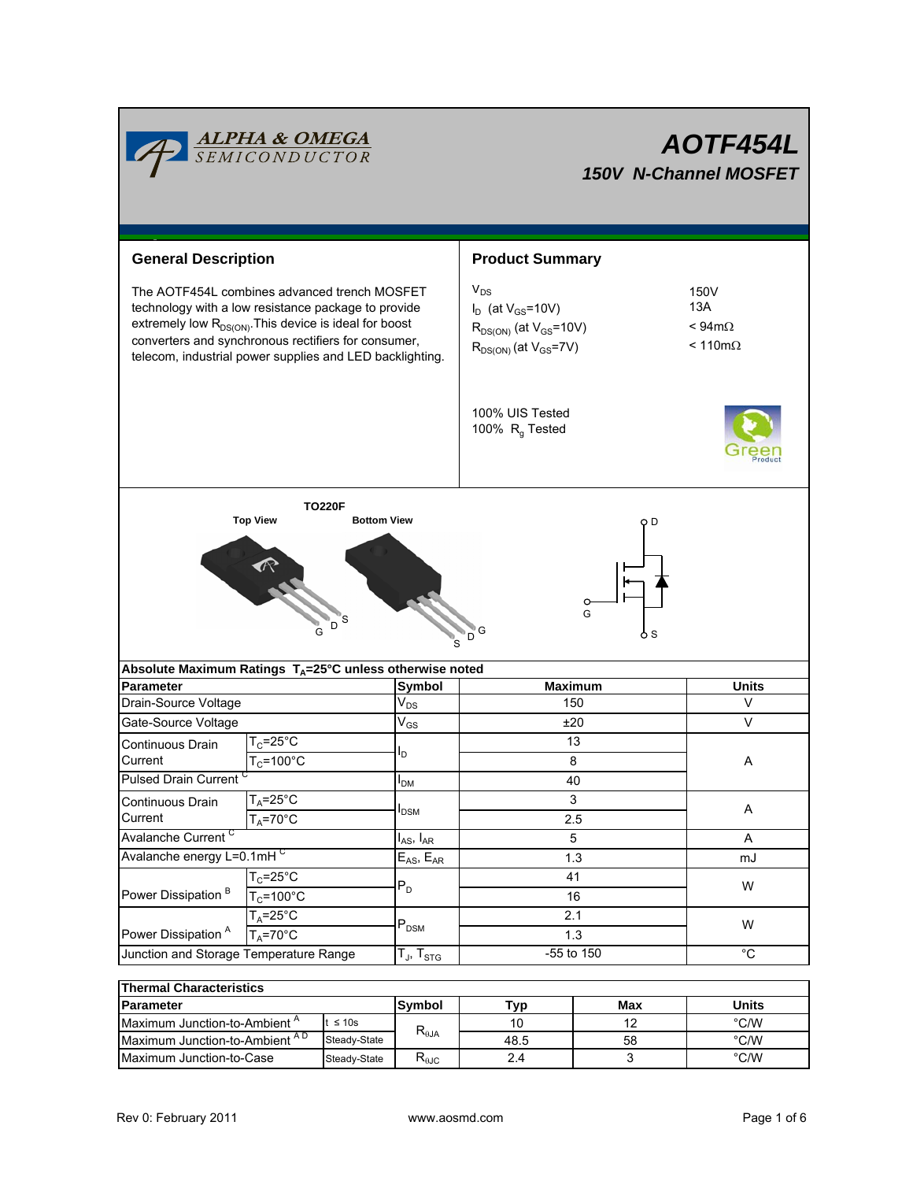# AOTF454L

## 150V N-Channel MOSFET

ALPHA & OMEGA SEMICONDUCTOR

## General Description

The AOTF454L combines advanced trench MOSFET technology with a low resistance package to provide extremely low $R_{DS(ON)}$.This device is ideal for boost converters and synchronous rectifiers for consumer, telecom, industrial power supplies and LED backlighting.

## Product Summary

| | |
|---|---|
| $V_{DS}$ | 150V |
| $I_D$ (at $V_{GS}$=10V) | 13A |
| $R_{DS(ON)}$ (at $V_{GS}$=10V) | < 94mΩ |
| $R_{DS(ON)}$ (at $V_{GS}$=7V) | < 110mΩ |

100% UIS Tested
100% $R_g$ Tested

Green Product

TO220F

Top View — G D S

Bottom View — S D G

D
G
S

## Absolute Maximum Ratings $T_A$=25°C unless otherwise noted

| Parameter | | Symbol | Maximum | Units |
|---|---|---|---|---|
| Drain-Source Voltage | | $V_{DS}$ | 150 | V |
| Gate-Source Voltage | | $V_{GS}$ | ±20 | V |
| Continuous Drain Current | $T_C$=25°C | $I_D$ | 13 | A |
| | $T_C$=100°C | | 8 | |
| Pulsed Drain Current [C] | | $I_{DM}$ | 40 | |
| Continuous Drain Current | $T_A$=25°C | $I_{DSM}$ | 3 | A |
| | $T_A$=70°C | | 2.5 | |
| Avalanche Current [C] | | $I_{AS}$, $I_{AR}$ | 5 | A |
| Avalanche energy L=0.1mH [C] | | $E_{AS}$, $E_{AR}$ | 1.3 | mJ |
| Power Dissipation [B] | $T_C$=25°C | $P_D$ | 41 | W |
| | $T_C$=100°C | | 16 | |
| Power Dissipation [A] | $T_A$=25°C | $P_{DSM}$ | 2.1 | W |
| | $T_A$=70°C | | 1.3 | |
| Junction and Storage Temperature Range | | $T_J$, $T_{STG}$ | -55 to 150 | °C |

## Thermal Characteristics

| Parameter | | Symbol | Typ | Max | Units |
|---|---|---|---|---|---|
| Maximum Junction-to-Ambient [A] | t ≤ 10s | $R_{\theta JA}$ | 10 | 12 | °C/W |
| Maximum Junction-to-Ambient [A D] | Steady-State | | 48.5 | 58 | °C/W |
| Maximum Junction-to-Case | Steady-State | $R_{\theta JC}$ | 2.4 | 3 | °C/W |

Rev 0: February 2011 www.aosmd.com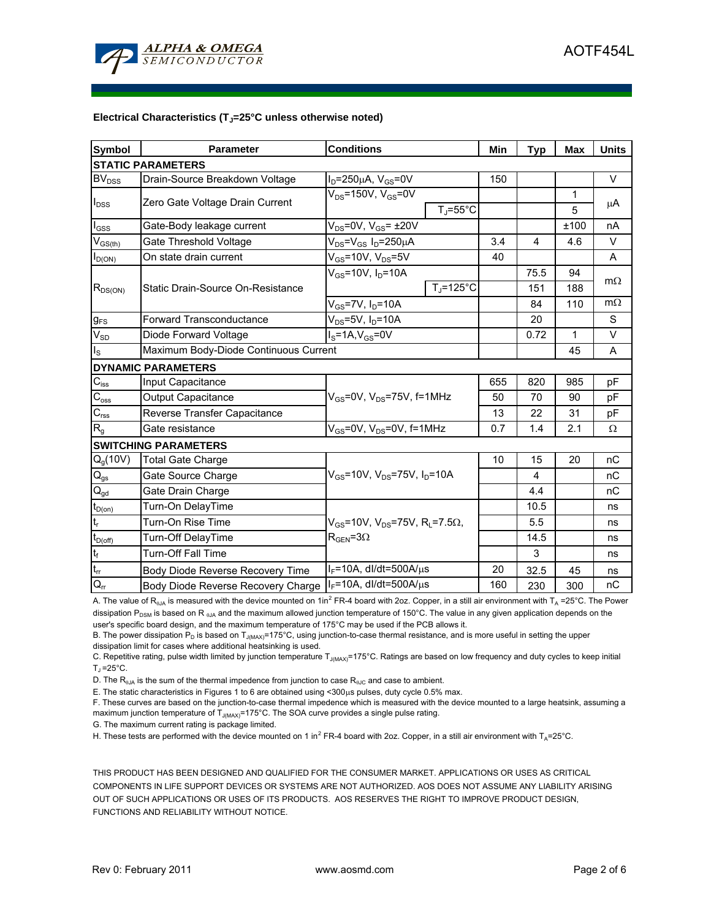**Electrical Characteristics ($T_J$=25°C unless otherwise noted)**

| Symbol | Parameter | Conditions | Min | Typ | Max | Units |
|---|---|---|---|---|---|---|
| **STATIC PARAMETERS** | | | | | | |
| $BV_{DSS}$ | Drain-Source Breakdown Voltage | $I_D$=250µA, $V_{GS}$=0V | 150 | | | V |
| $I_{DSS}$ | Zero Gate Voltage Drain Current | $V_{DS}$=150V, $V_{GS}$=0V | | | 1 | µA |
| | | $T_J$=55°C | | | 5 | |
| $I_{GSS}$ | Gate-Body leakage current | $V_{DS}$=0V, $V_{GS}$= ±20V | | | ±100 | nA |
| $V_{GS(th)}$ | Gate Threshold Voltage | $V_{DS}$=$V_{GS}$ $I_D$=250µA | 3.4 | 4 | 4.6 | V |
| $I_{D(ON)}$ | On state drain current | $V_{GS}$=10V, $V_{DS}$=5V | 40 | | | A |
| $R_{DS(ON)}$ | Static Drain-Source On-Resistance | $V_{GS}$=10V, $I_D$=10A | | 75.5 | 94 | mΩ |
| | | $T_J$=125°C | | 151 | 188 | |
| | | $V_{GS}$=7V, $I_D$=10A | | 84 | 110 | mΩ |
| $g_{FS}$ | Forward Transconductance | $V_{DS}$=5V, $I_D$=10A | | 20 | | S |
| $V_{SD}$ | Diode Forward Voltage | $I_S$=1A,$V_{GS}$=0V | | 0.72 | 1 | V |
| $I_S$ | Maximum Body-Diode Continuous Current | | | | 45 | A |
| **DYNAMIC PARAMETERS** | | | | | | |
| $C_{iss}$ | Input Capacitance | $V_{GS}$=0V, $V_{DS}$=75V, f=1MHz | 655 | 820 | 985 | pF |
| $C_{oss}$ | Output Capacitance | | 50 | 70 | 90 | pF |
| $C_{rss}$ | Reverse Transfer Capacitance | | 13 | 22 | 31 | pF |
| $R_g$ | Gate resistance | $V_{GS}$=0V, $V_{DS}$=0V, f=1MHz | 0.7 | 1.4 | 2.1 | Ω |
| **SWITCHING PARAMETERS** | | | | | | |
| $Q_g$(10V) | Total Gate Charge | $V_{GS}$=10V, $V_{DS}$=75V, $I_D$=10A | 10 | 15 | 20 | nC |
| $Q_{gs}$ | Gate Source Charge | | | 4 | | nC |
| $Q_{gd}$ | Gate Drain Charge | | | 4.4 | | nC |
| $t_{D(on)}$ | Turn-On DelayTime | $V_{GS}$=10V, $V_{DS}$=75V, $R_L$=7.5Ω, $R_{GEN}$=3Ω | | 10.5 | | ns |
| $t_r$ | Turn-On Rise Time | | | 5.5 | | ns |
| $t_{D(off)}$ | Turn-Off DelayTime | | | 14.5 | | ns |
| $t_f$ | Turn-Off Fall Time | | | 3 | | ns |
| $t_{rr}$ | Body Diode Reverse Recovery Time | $I_F$=10A, dI/dt=500A/µs | 20 | 32.5 | 45 | ns |
| $Q_{rr}$ | Body Diode Reverse Recovery Charge | $I_F$=10A, dI/dt=500A/µs | 160 | 230 | 300 | nC |

A. The value of $R_{\theta JA}$ is measured with the device mounted on 1in$^2$ FR-4 board with 2oz. Copper, in a still air environment with $T_A$ =25°C. The Power dissipation $P_{DSM}$ is based on R $_{\theta JA}$ and the maximum allowed junction temperature of 150°C. The value in any given application depends on the user's specific board design, and the maximum temperature of 175°C may be used if the PCB allows it.

B. The power dissipation $P_D$ is based on $T_{J(MAX)}$=175°C, using junction-to-case thermal resistance, and is more useful in setting the upper dissipation limit for cases where additional heatsinking is used.

C. Repetitive rating, pulse width limited by junction temperature $T_{J(MAX)}$=175°C. Ratings are based on low frequency and duty cycles to keep initial $T_J$ =25°C.

D. The $R_{\theta JA}$ is the sum of the thermal impedence from junction to case $R_{\theta JC}$ and case to ambient.

E. The static characteristics in Figures 1 to 6 are obtained using <300µs pulses, duty cycle 0.5% max.

F. These curves are based on the junction-to-case thermal impedence which is measured with the device mounted to a large heatsink, assuming a maximum junction temperature of $T_{J(MAX)}$=175°C. The SOA curve provides a single pulse rating.

G. The maximum current rating is package limited.

H. These tests are performed with the device mounted on 1 in$^2$ FR-4 board with 2oz. Copper, in a still air environment with $T_A$=25°C.

THIS PRODUCT HAS BEEN DESIGNED AND QUALIFIED FOR THE CONSUMER MARKET. APPLICATIONS OR USES AS CRITICAL COMPONENTS IN LIFE SUPPORT DEVICES OR SYSTEMS ARE NOT AUTHORIZED. AOS DOES NOT ASSUME ANY LIABILITY ARISING OUT OF SUCH APPLICATIONS OR USES OF ITS PRODUCTS. AOS RESERVES THE RIGHT TO IMPROVE PRODUCT DESIGN, FUNCTIONS AND RELIABILITY WITHOUT NOTICE.

Rev 0: February 2011 www.aosmd.com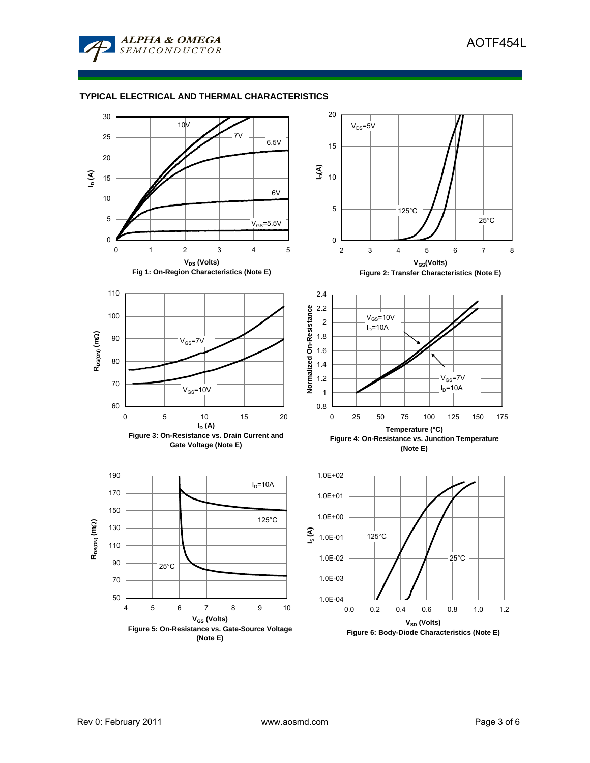## TYPICAL ELECTRICAL AND THERMAL CHARACTERISTICS

30
25
20
15
10
5
0
0 1 2 3 4 5
$I_D$ (A)
$V_{DS}$ (Volts)
10V
7V
6.5V
6V
$V_{GS}$=5.5V

Fig 1: On-Region Characteristics (Note E)

20
15
10
5
0
2 3 4 5 6 7 8
$I_D$(A)
$V_{GS}$(Volts)
$V_{DS}$=5V
125°C
25°C

Figure 2: Transfer Characteristics (Note E)

110
100
90
80
70
60
0 5 10 15 20
$R_{DS(ON)}$ (mΩ)
$I_D$ (A)
$V_{GS}$=7V
$V_{GS}$=10V

Figure 3: On-Resistance vs. Drain Current and Gate Voltage (Note E)

2.4
2.2
2
1.8
1.6
1.4
1.2
1
0.8
0 25 50 75 100 125 150 175
Normalized On-Resistance
Temperature (°C)
$V_{GS}$=10V
$I_D$=10A
$V_{GS}$=7V
$I_D$=10A

Figure 4: On-Resistance vs. Junction Temperature (Note E)

190
170
150
130
110
90
70
50
4 5 6 7 8 9 10
$R_{DS(ON)}$ (mΩ)
$V_{GS}$ (Volts)
$I_D$=10A
125°C
25°C

Figure 5: On-Resistance vs. Gate-Source Voltage (Note E)

1.0E+02
1.0E+01
1.0E+00
1.0E-01
1.0E-02
1.0E-03
1.0E-04
0.0 0.2 0.4 0.6 0.8 1.0 1.2
$I_S$ (A)
$V_{SD}$ (Volts)
125°C
25°C

Figure 6: Body-Diode Characteristics (Note E)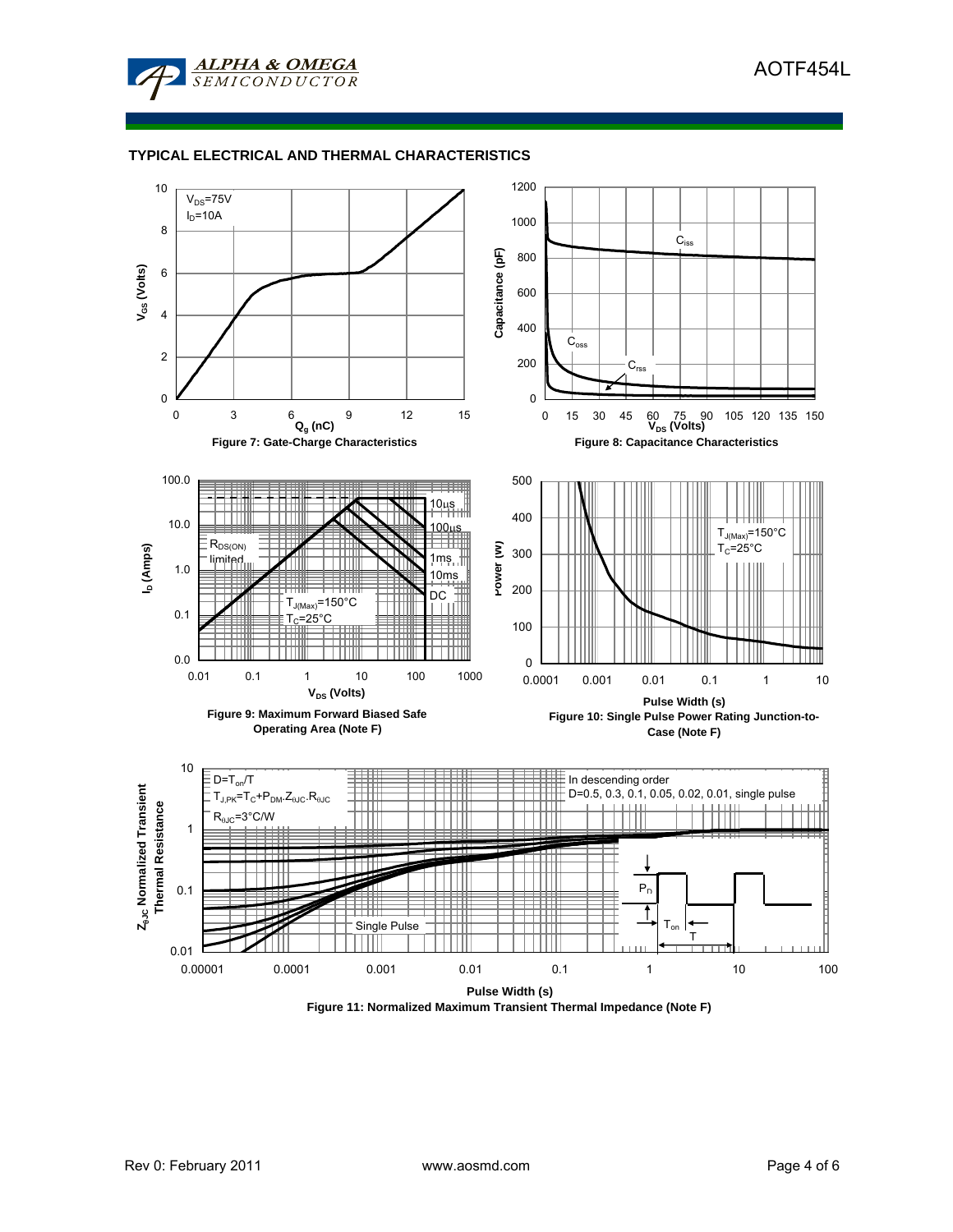## TYPICAL ELECTRICAL AND THERMAL CHARACTERISTICS

$V_{DS}$=75V
$I_D$=10A

$V_{GS}$ (Volts)

$Q_g$ (nC)

0 3 6 9 12 15

0 2 4 6 8 10

**Figure 7: Gate-Charge Characteristics**

$C_{iss}$
$C_{oss}$
$C_{rss}$

Capacitance (pF)

$V_{DS}$ (Volts)

0 15 30 45 60 75 90 105 120 135 150

0 200 400 600 800 1000 1200

**Figure 8: Capacitance Characteristics**

10µs
100µs
1ms
10ms
DC
$R_{DS(ON)}$ limited
$T_{J(Max)}$=150°C
$T_C$=25°C

$I_D$ (Amps)

$V_{DS}$ (Volts)

0.01 0.1 1 10 100 1000

0.0 0.1 1.0 10.0 100.0

**Figure 9: Maximum Forward Biased Safe Operating Area (Note F)**

$T_{J(Max)}$=150°C
$T_C$=25°C

Power (W)

Pulse Width (s)

0.0001 0.001 0.01 0.1 1 10

0 100 200 300 400 500

**Figure 10: Single Pulse Power Rating Junction-to-Case (Note F)**

D=$T_{on}$/T
$T_{J,PK}=T_C+P_{DM}.Z_{\theta JC}.R_{\theta JC}$
$R_{\theta JC}$=3°C/W

In descending order
D=0.5, 0.3, 0.1, 0.05, 0.02, 0.01, single pulse

Single Pulse

$P_D$
$T_{on}$
T

$Z_{\theta JC}$ Normalized Transient Thermal Resistance

Pulse Width (s)

0.00001 0.0001 0.001 0.01 0.1 1 10 100

0.01 0.1 1 10

**Figure 11: Normalized Maximum Transient Thermal Impedance (Note F)**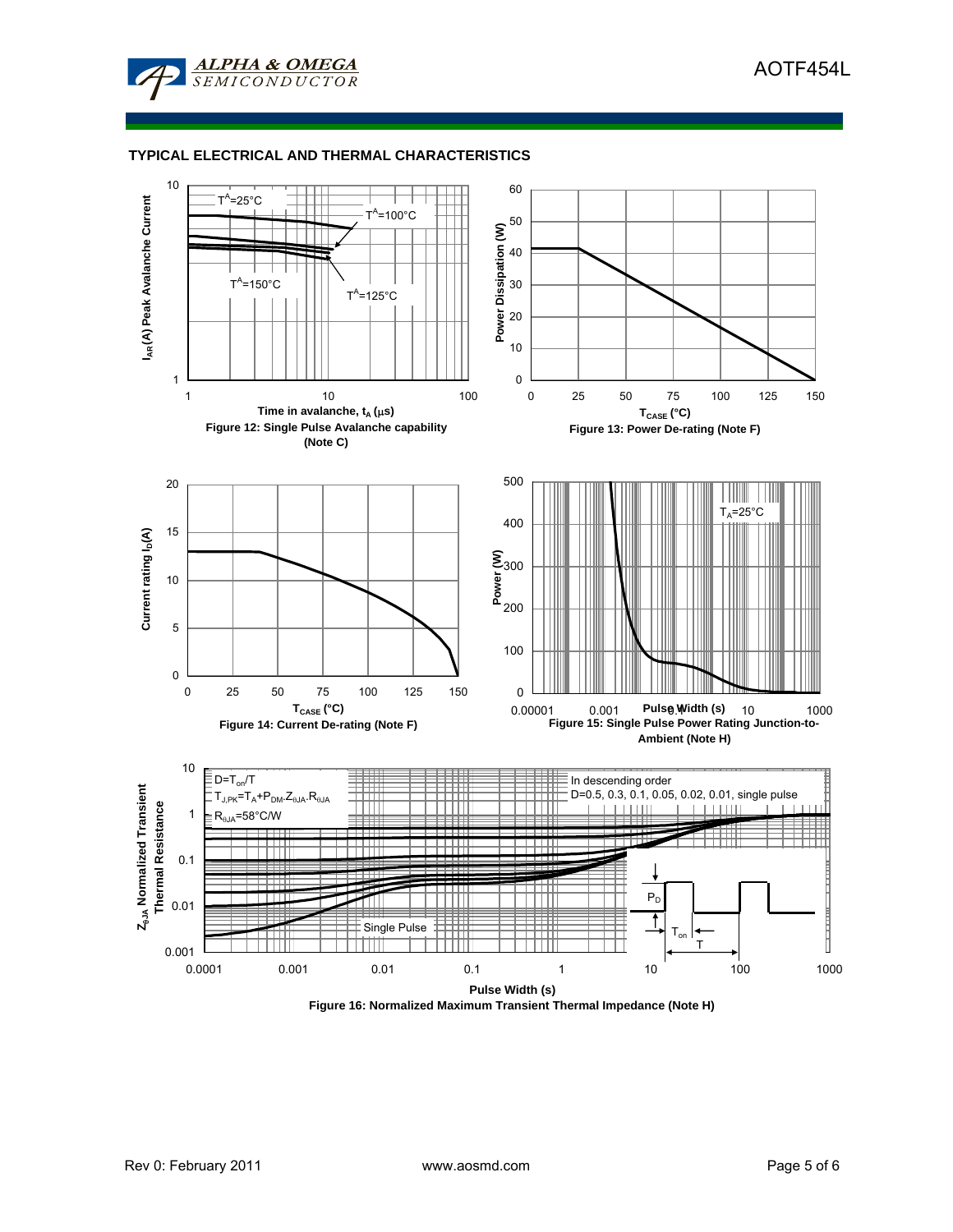## TYPICAL ELECTRICAL AND THERMAL CHARACTERISTICS

$I_{AR}$(A) Peak Avalanche Current

10

1

1

10

100

Time in avalanche, $t_A$ ($\mu$s)

$T^A$=25°C

$T^A$=100°C

$T^A$=150°C

$T^A$=125°C

Figure 12: Single Pulse Avalanche capability (Note C)

Power Dissipation (W)

60

50

40

30

20

10

0

0

25

50

75

100

125

150

$T_{CASE}$ (°C)

Figure 13: Power De-rating (Note F)

Current rating $I_D$(A)

20

15

10

5

0

0

25

50

75

100

125

150

$T_{CASE}$ (°C)

Figure 14: Current De-rating (Note F)

Power (W)

500

400

300

200

100

0

0.00001

0.001

0.1

10

1000

Pulse Width (s)

$T_A$=25°C

Figure 15: Single Pulse Power Rating Junction-to-Ambient (Note H)

$Z_{\theta JA}$ Normalized Transient Thermal Resistance

10

1

0.1

0.01

0.001

0.0001

0.001

0.01

0.1

1

10

100

1000

Pulse Width (s)

$D=T_{on}/T$

$T_{J,PK}=T_A+P_{DM}.Z_{\theta JA}.R_{\theta JA}$

$R_{\theta JA}$=58°C/W

In descending order

D=0.5, 0.3, 0.1, 0.05, 0.02, 0.01, single pulse

Single Pulse

$P_D$

$T_{on}$

T

Figure 16: Normalized Maximum Transient Thermal Impedance (Note H)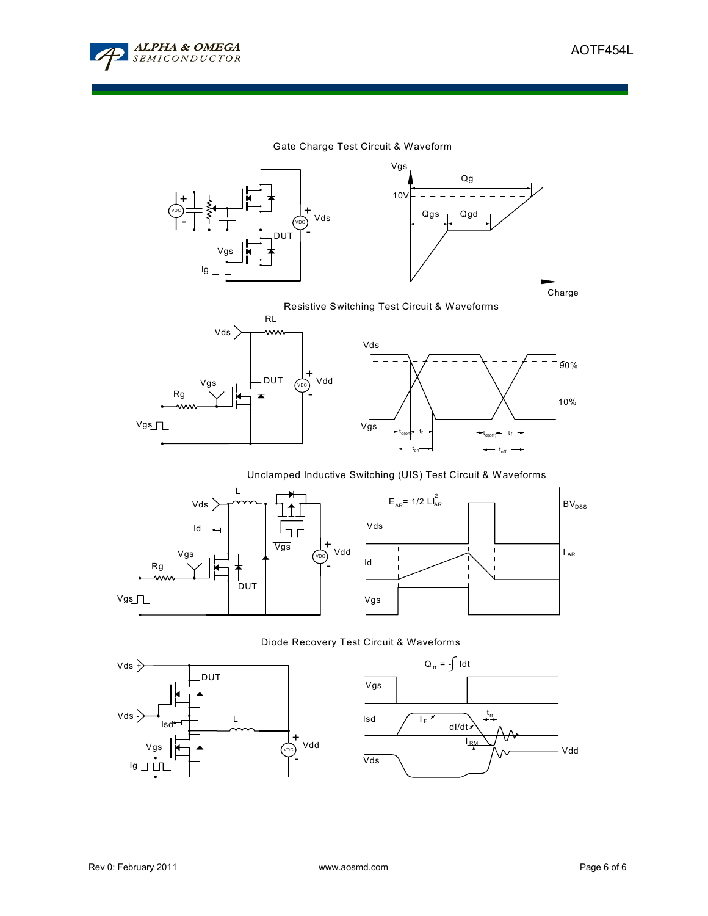## Gate Charge Test Circuit & Waveform

VDC
+
-
Vds
+
-
DUT
Vgs
Ig

Vgs
Qg
10V
Qgs
Qgd
Charge

## Resistive Switching Test Circuit & Waveforms

RL
Vds
Vgs
Rg
DUT
Vdd
+
-
$Vgs$

Vds
90%
10%
Vgs
$t_{d(on)}$
$t_r$
$t_{on}$
$t_{d(off)}$
$t_f$
$t_{off}$

## Unclamped Inductive Switching (UIS) Test Circuit & Waveforms

L
Vds
Id
Vgs
Rg
Vgs
Vgs
DUT
Vdd
+
-

$E_{AR} = 1/2\ LI_{AR}^2$
$BV_{DSS}$
Vds
Id
$I_{AR}$
Vgs

## Diode Recovery Test Circuit & Waveforms

Vds +
Vds -
DUT
Isd
L
Vgs
Ig
Vdd
+
-

$Q_{rr} = -\int Idt$
Vgs
Isd
$I_F$
dI/dt
$t_{rr}$
$I_{RM}$
Vds
Vdd